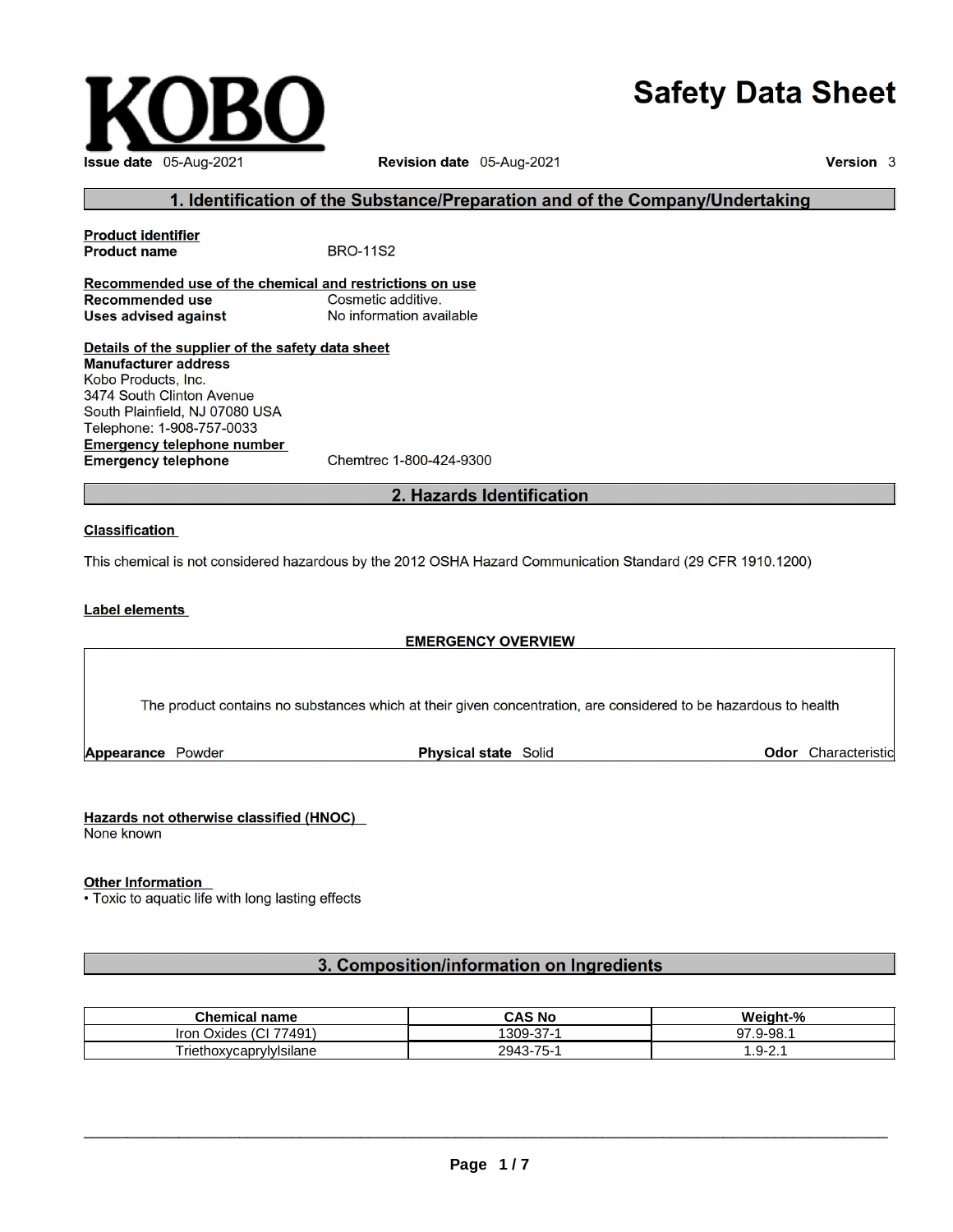KOBO

# Safety Data Sheet

**Issue date** 05-Aug-2021 **Revision date** 05-Aug-2021 **Version** 3

## 1. Identification of the Substance/Preparation and of the Company/Undertaking

**Product identifier**

**Product name** BRO-11S2

**Recommended use of the chemical and restrictions on use**

**Recommended use** Cosmetic additive.

**Uses advised against** No information available

**Details of the supplier of the safety data sheet**

**Manufacturer address**
Kobo Products, Inc.
3474 South Clinton Avenue
South Plainfield, NJ 07080 USA
Telephone: 1-908-757-0033

**Emergency telephone number**

**Emergency telephone** Chemtrec 1-800-424-9300

## 2. Hazards Identification

**Classification**

This chemical is not considered hazardous by the 2012 OSHA Hazard Communication Standard (29 CFR 1910.1200)

**Label elements**

**EMERGENCY OVERVIEW**

The product contains no substances which at their given concentration, are considered to be hazardous to health

**Appearance** Powder **Physical state** Solid **Odor** Characteristic

**Hazards not otherwise classified (HNOC)**

None known

**Other Information**

• Toxic to aquatic life with long lasting effects

## 3. Composition/information on Ingredients

| Chemical name | CAS No | Weight-% |
|---|---|---|
| Iron Oxides (CI 77491) | 1309-37-1 | 97.9-98.1 |
| Triethoxycaprylylsilane | 2943-75-1 | 1.9-2.1 |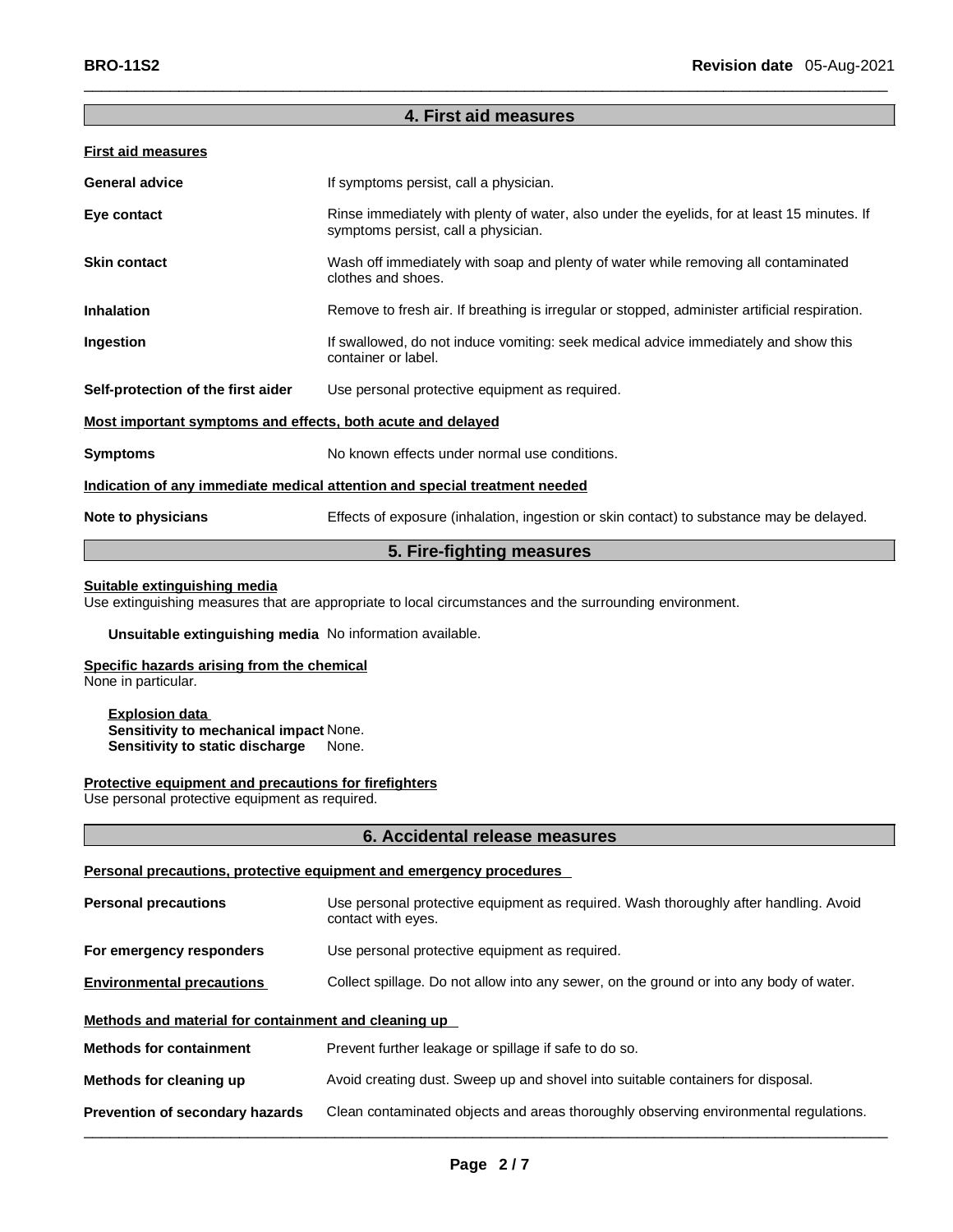## 4. First aid measures

**First aid measures**

| | |
|---|---|
| **General advice** | If symptoms persist, call a physician. |
| **Eye contact** | Rinse immediately with plenty of water, also under the eyelids, for at least 15 minutes. If symptoms persist, call a physician. |
| **Skin contact** | Wash off immediately with soap and plenty of water while removing all contaminated clothes and shoes. |
| **Inhalation** | Remove to fresh air. If breathing is irregular or stopped, administer artificial respiration. |
| **Ingestion** | If swallowed, do not induce vomiting: seek medical advice immediately and show this container or label. |
| **Self-protection of the first aider** | Use personal protective equipment as required. |

**Most important symptoms and effects, both acute and delayed**

| | |
|---|---|
| **Symptoms** | No known effects under normal use conditions. |

**Indication of any immediate medical attention and special treatment needed**

| | |
|---|---|
| **Note to physicians** | Effects of exposure (inhalation, ingestion or skin contact) to substance may be delayed. |

## 5. Fire-fighting measures

**Suitable extinguishing media**

Use extinguishing measures that are appropriate to local circumstances and the surrounding environment.

**Unsuitable extinguishing media** No information available.

**Specific hazards arising from the chemical**

None in particular.

**Explosion data**

**Sensitivity to mechanical impact** None.

**Sensitivity to static discharge** None.

**Protective equipment and precautions for firefighters**

Use personal protective equipment as required.

## 6. Accidental release measures

**Personal precautions, protective equipment and emergency procedures**

| | |
|---|---|
| **Personal precautions** | Use personal protective equipment as required. Wash thoroughly after handling. Avoid contact with eyes. |
| **For emergency responders** | Use personal protective equipment as required. |
| **Environmental precautions** | Collect spillage. Do not allow into any sewer, on the ground or into any body of water. |

**Methods and material for containment and cleaning up**

| | |
|---|---|
| **Methods for containment** | Prevent further leakage or spillage if safe to do so. |
| **Methods for cleaning up** | Avoid creating dust. Sweep up and shovel into suitable containers for disposal. |
| **Prevention of secondary hazards** | Clean contaminated objects and areas thoroughly observing environmental regulations. |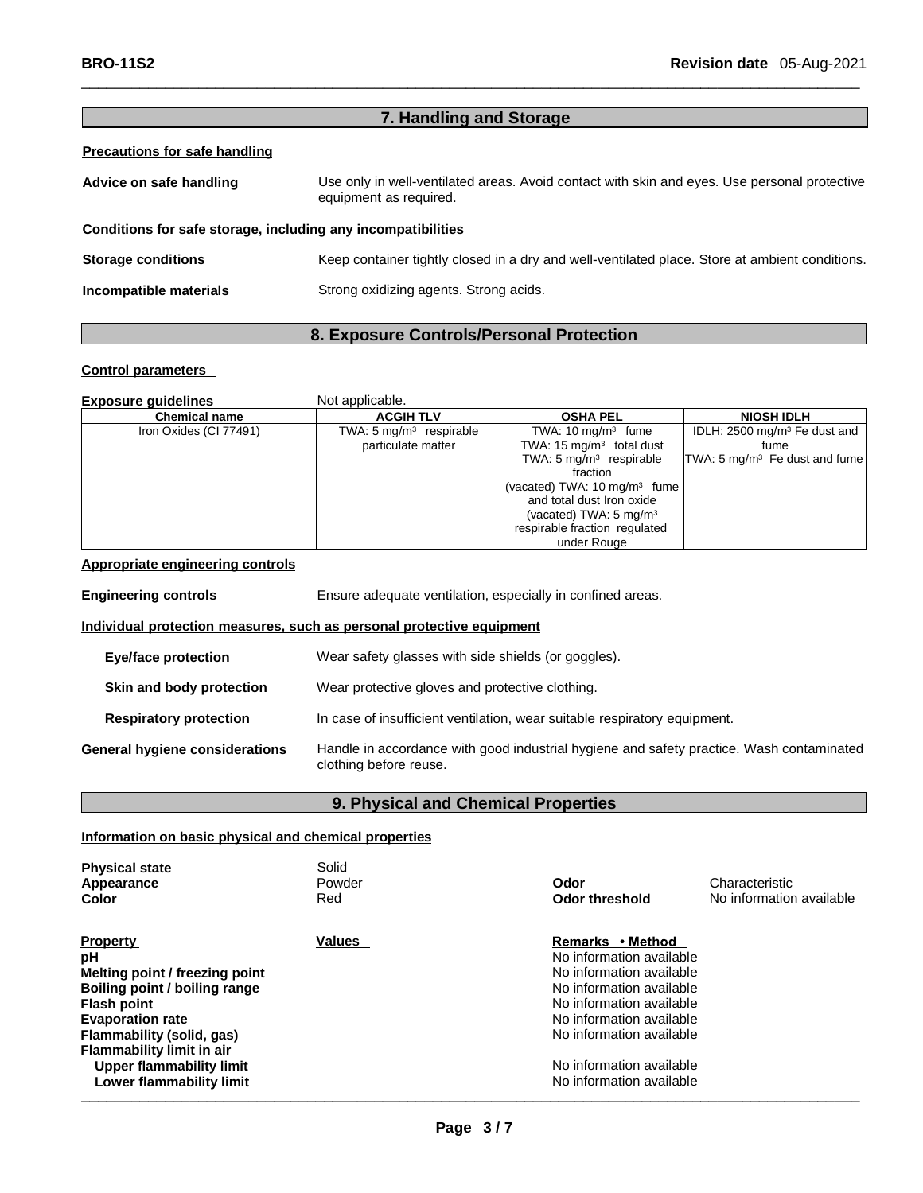## 7. Handling and Storage

### Precautions for safe handling

**Advice on safe handling** Use only in well-ventilated areas. Avoid contact with skin and eyes. Use personal protective equipment as required.

### Conditions for safe storage, including any incompatibilities

**Storage conditions** Keep container tightly closed in a dry and well-ventilated place. Store at ambient conditions.

**Incompatible materials** Strong oxidizing agents. Strong acids.

## 8. Exposure Controls/Personal Protection

### Control parameters

**Exposure guidelines** Not applicable.

| Chemical name | ACGIH TLV | OSHA PEL | NIOSH IDLH |
|---|---|---|---|
| Iron Oxides (CI 77491) | TWA: 5 mg/m³ respirable particulate matter | TWA: 10 mg/m³ fume<br>TWA: 15 mg/m³ total dust<br>TWA: 5 mg/m³ respirable fraction<br>(vacated) TWA: 10 mg/m³ fume and total dust Iron oxide<br>(vacated) TWA: 5 mg/m³ respirable fraction regulated under Rouge | IDLH: 2500 mg/m³ Fe dust and fume<br>TWA: 5 mg/m³ Fe dust and fume |

### Appropriate engineering controls

**Engineering controls** Ensure adequate ventilation, especially in confined areas.

### Individual protection measures, such as personal protective equipment

**Eye/face protection** Wear safety glasses with side shields (or goggles).

**Skin and body protection** Wear protective gloves and protective clothing.

**Respiratory protection** In case of insufficient ventilation, wear suitable respiratory equipment.

**General hygiene considerations** Handle in accordance with good industrial hygiene and safety practice. Wash contaminated clothing before reuse.

## 9. Physical and Chemical Properties

### Information on basic physical and chemical properties

**Physical state** Solid
**Appearance** Powder
**Color** Red
**Odor** Characteristic
**Odor threshold** No information available

| Property | Values | Remarks • Method |
|---|---|---|
| pH | | No information available |
| Melting point / freezing point | | No information available |
| Boiling point / boiling range | | No information available |
| Flash point | | No information available |
| Evaporation rate | | No information available |
| Flammability (solid, gas) | | No information available |
| Flammability limit in air | | |
| Upper flammability limit | | No information available |
| Lower flammability limit | | No information available |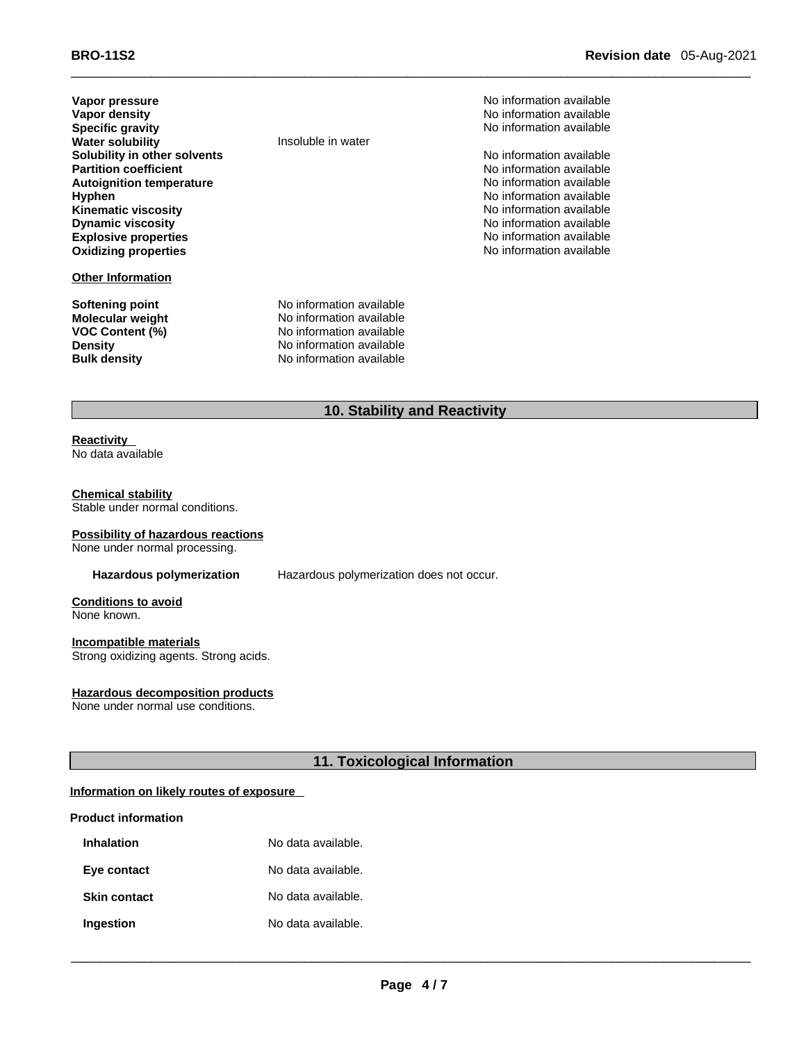| | | |
|---|---|---|
| **Vapor pressure** | | No information available |
| **Vapor density** | | No information available |
| **Specific gravity** | | No information available |
| **Water solubility** | Insoluble in water | |
| **Solubility in other solvents** | | No information available |
| **Partition coefficient** | | No information available |
| **Autoignition temperature** | | No information available |
| **Hyphen** | | No information available |
| **Kinematic viscosity** | | No information available |
| **Dynamic viscosity** | | No information available |
| **Explosive properties** | | No information available |
| **Oxidizing properties** | | No information available |

**Other Information**

| | |
|---|---|
| **Softening point** | No information available |
| **Molecular weight** | No information available |
| **VOC Content (%)** | No information available |
| **Density** | No information available |
| **Bulk density** | No information available |

## 10. Stability and Reactivity

**Reactivity**
No data available

**Chemical stability**
Stable under normal conditions.

**Possibility of hazardous reactions**
None under normal processing.

**Hazardous polymerization** Hazardous polymerization does not occur.

**Conditions to avoid**
None known.

**Incompatible materials**
Strong oxidizing agents. Strong acids.

**Hazardous decomposition products**
None under normal use conditions.

## 11. Toxicological Information

**Information on likely routes of exposure**

**Product information**

| | |
|---|---|
| **Inhalation** | No data available. |
| **Eye contact** | No data available. |
| **Skin contact** | No data available. |
| **Ingestion** | No data available. |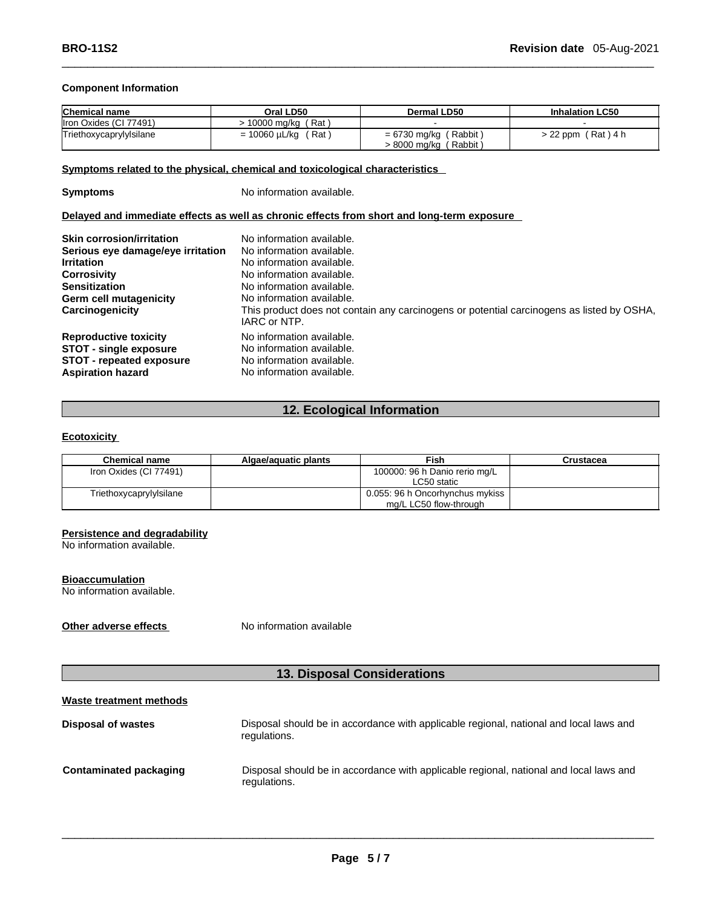### Component Information

| Chemical name | Oral LD50 | Dermal LD50 | Inhalation LC50 |
|---|---|---|---|
| Iron Oxides (CI 77491) | > 10000 mg/kg ( Rat ) | - | - |
| Triethoxycaprylylsilane | = 10060 µL/kg ( Rat ) | = 6730 mg/kg ( Rabbit )<br>> 8000 mg/kg ( Rabbit ) | > 22 ppm ( Rat ) 4 h |

**Symptoms related to the physical, chemical and toxicological characteristics**

**Symptoms** No information available.

**Delayed and immediate effects as well as chronic effects from short and long-term exposure**

**Skin corrosion/irritation** No information available.
**Serious eye damage/eye irritation** No information available.
**Irritation** No information available.
**Corrosivity** No information available.
**Sensitization** No information available.
**Germ cell mutagenicity** No information available.
**Carcinogenicity** This product does not contain any carcinogens or potential carcinogens as listed by OSHA, IARC or NTP.
**Reproductive toxicity** No information available.
**STOT - single exposure** No information available.
**STOT - repeated exposure** No information available.
**Aspiration hazard** No information available.

## 12. Ecological Information

**Ecotoxicity**

| Chemical name | Algae/aquatic plants | Fish | Crustacea |
|---|---|---|---|
| Iron Oxides (CI 77491) | | 100000: 96 h Danio rerio mg/L LC50 static | |
| Triethoxycaprylylsilane | | 0.055: 96 h Oncorhynchus mykiss mg/L LC50 flow-through | |

**Persistence and degradability**
No information available.

**Bioaccumulation**
No information available.

**Other adverse effects** No information available

## 13. Disposal Considerations

**Waste treatment methods**

**Disposal of wastes** Disposal should be in accordance with applicable regional, national and local laws and regulations.

**Contaminated packaging** Disposal should be in accordance with applicable regional, national and local laws and regulations.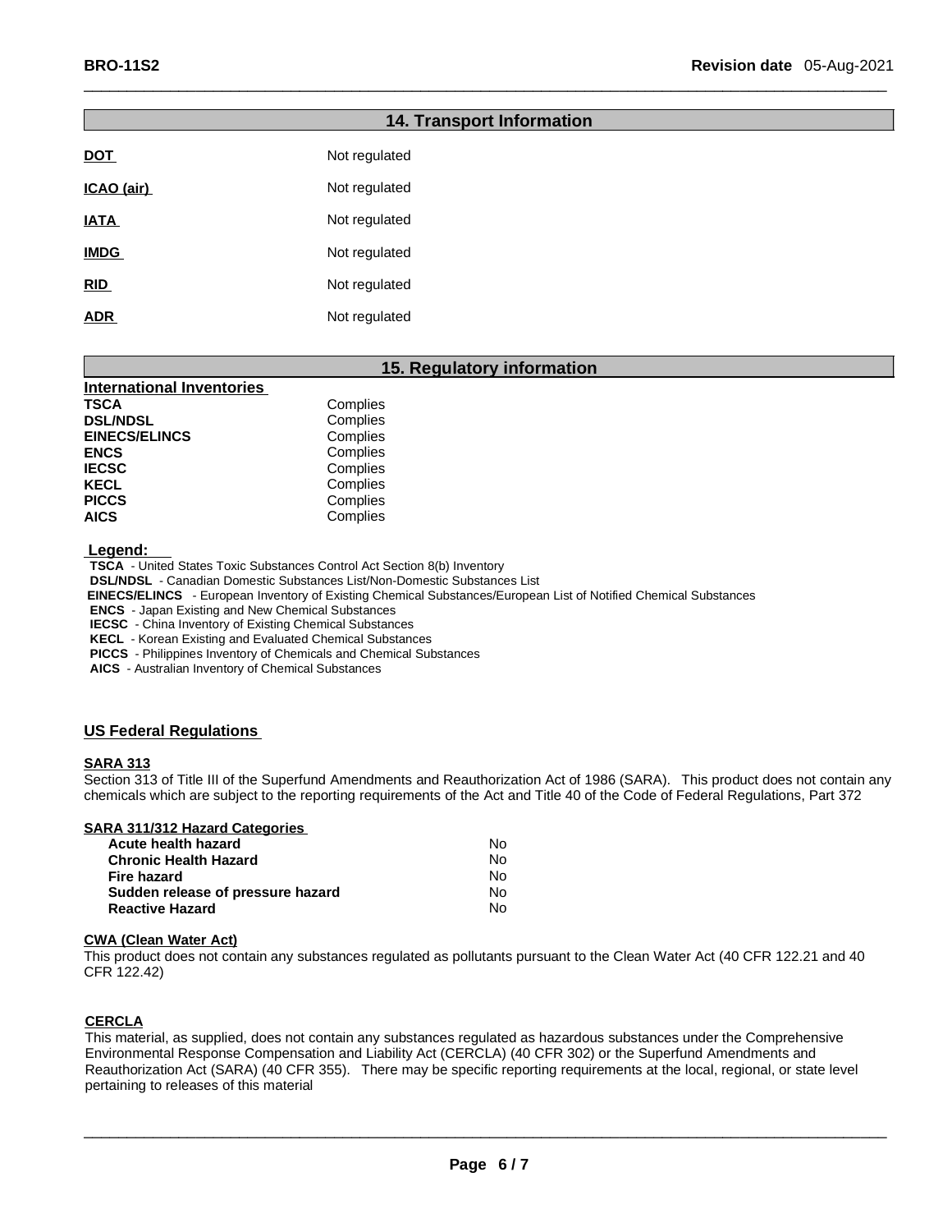## 14. Transport Information

| | |
|---|---|
| **DOT** | Not regulated |
| **ICAO (air)** | Not regulated |
| **IATA** | Not regulated |
| **IMDG** | Not regulated |
| **RID** | Not regulated |
| **ADR** | Not regulated |

## 15. Regulatory information

**International Inventories**

| | |
|---|---|
| **TSCA** | Complies |
| **DSL/NDSL** | Complies |
| **EINECS/ELINCS** | Complies |
| **ENCS** | Complies |
| **IECSC** | Complies |
| **KECL** | Complies |
| **PICCS** | Complies |
| **AICS** | Complies |

**Legend:**

**TSCA** - United States Toxic Substances Control Act Section 8(b) Inventory
**DSL/NDSL** - Canadian Domestic Substances List/Non-Domestic Substances List
**EINECS/ELINCS** - European Inventory of Existing Chemical Substances/European List of Notified Chemical Substances
**ENCS** - Japan Existing and New Chemical Substances
**IECSC** - China Inventory of Existing Chemical Substances
**KECL** - Korean Existing and Evaluated Chemical Substances
**PICCS** - Philippines Inventory of Chemicals and Chemical Substances
**AICS** - Australian Inventory of Chemical Substances

### US Federal Regulations

**SARA 313**

Section 313 of Title III of the Superfund Amendments and Reauthorization Act of 1986 (SARA). This product does not contain any chemicals which are subject to the reporting requirements of the Act and Title 40 of the Code of Federal Regulations, Part 372

**SARA 311/312 Hazard Categories**

| | |
|---|---|
| **Acute health hazard** | No |
| **Chronic Health Hazard** | No |
| **Fire hazard** | No |
| **Sudden release of pressure hazard** | No |
| **Reactive Hazard** | No |

**CWA (Clean Water Act)**

This product does not contain any substances regulated as pollutants pursuant to the Clean Water Act (40 CFR 122.21 and 40 CFR 122.42)

**CERCLA**

This material, as supplied, does not contain any substances regulated as hazardous substances under the Comprehensive Environmental Response Compensation and Liability Act (CERCLA) (40 CFR 302) or the Superfund Amendments and Reauthorization Act (SARA) (40 CFR 355). There may be specific reporting requirements at the local, regional, or state level pertaining to releases of this material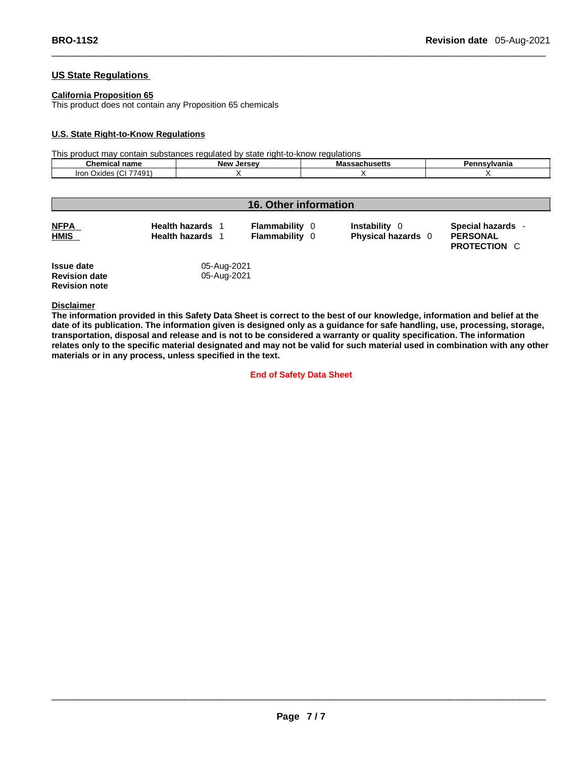### US State Regulations

**California Proposition 65**

This product does not contain any Proposition 65 chemicals

**U.S. State Right-to-Know Regulations**

This product may contain substances regulated by state right-to-know regulations

| Chemical name | New Jersey | Massachusetts | Pennsylvania |
| --- | --- | --- | --- |
| Iron Oxides (CI 77491) | X | X | X |

## 16. Other information

| | | | | |
| --- | --- | --- | --- | --- |
| **NFPA** | **Health hazards** 1 | **Flammability** 0 | **Instability** 0 | **Special hazards** - |
| **HMIS** | **Health hazards** 1 | **Flammability** 0 | **Physical hazards** 0 | **PERSONAL PROTECTION** C |

**Issue date** 05-Aug-2021
**Revision date** 05-Aug-2021
**Revision note**

**Disclaimer**

**The information provided in this Safety Data Sheet is correct to the best of our knowledge, information and belief at the date of its publication. The information given is designed only as a guidance for safe handling, use, processing, storage, transportation, disposal and release and is not to be considered a warranty or quality specification. The information relates only to the specific material designated and may not be valid for such material used in combination with any other materials or in any process, unless specified in the text.**

**End of Safety Data Sheet**